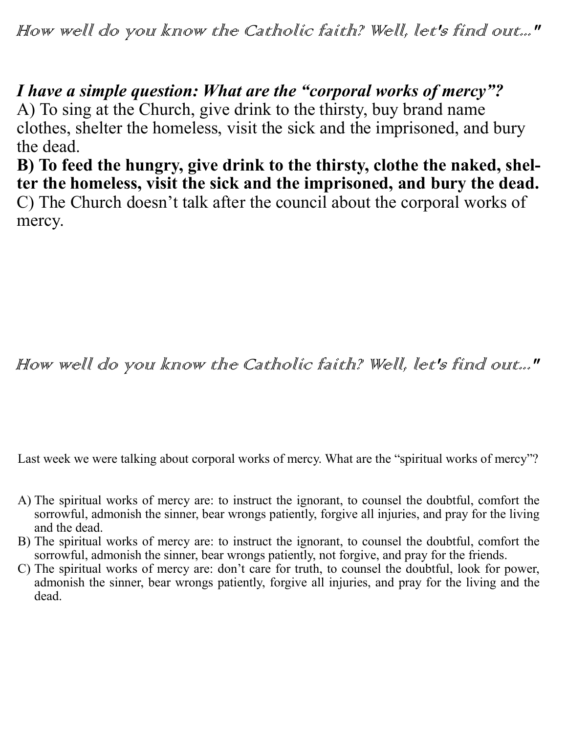*How well do you know the Catholic faith? Well, let's find out..."*

***I have a simple question: What are the "corporal works of mercy"?***

A) To sing at the Church, give drink to the thirsty, buy brand name clothes, shelter the homeless, visit the sick and the imprisoned, and bury the dead.

**B) To feed the hungry, give drink to the thirsty, clothe the naked, shelter the homeless, visit the sick and the imprisoned, and bury the dead.**

C) The Church doesn't talk after the council about the corporal works of mercy.

*How well do you know the Catholic faith? Well, let's find out..."*

Last week we were talking about corporal works of mercy. What are the "spiritual works of mercy"?

A) The spiritual works of mercy are: to instruct the ignorant, to counsel the doubtful, comfort the sorrowful, admonish the sinner, bear wrongs patiently, forgive all injuries, and pray for the living and the dead.

B) The spiritual works of mercy are: to instruct the ignorant, to counsel the doubtful, comfort the sorrowful, admonish the sinner, bear wrongs patiently, not forgive, and pray for the friends.

C) The spiritual works of mercy are: don't care for truth, to counsel the doubtful, look for power, admonish the sinner, bear wrongs patiently, forgive all injuries, and pray for the living and the dead.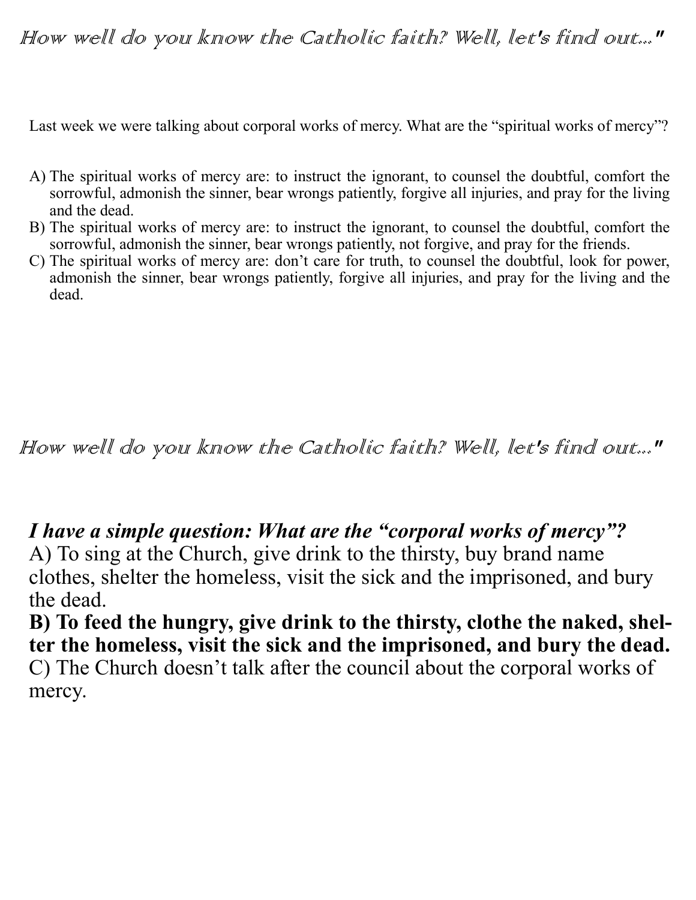How well do you know the Catholic faith? Well, let's find out..."

Last week we were talking about corporal works of mercy. What are the "spiritual works of mercy"?

A) The spiritual works of mercy are: to instruct the ignorant, to counsel the doubtful, comfort the sorrowful, admonish the sinner, bear wrongs patiently, forgive all injuries, and pray for the living and the dead.
B) The spiritual works of mercy are: to instruct the ignorant, to counsel the doubtful, comfort the sorrowful, admonish the sinner, bear wrongs patiently, not forgive, and pray for the friends.
C) The spiritual works of mercy are: don't care for truth, to counsel the doubtful, look for power, admonish the sinner, bear wrongs patiently, forgive all injuries, and pray for the living and the dead.

How well do you know the Catholic faith? Well, let's find out..."

***I have a simple question: What are the "corporal works of mercy"?***

A) To sing at the Church, give drink to the thirsty, buy brand name clothes, shelter the homeless, visit the sick and the imprisoned, and bury the dead.

**B) To feed the hungry, give drink to the thirsty, clothe the naked, shelter the homeless, visit the sick and the imprisoned, and bury the dead.**

C) The Church doesn't talk after the council about the corporal works of mercy.